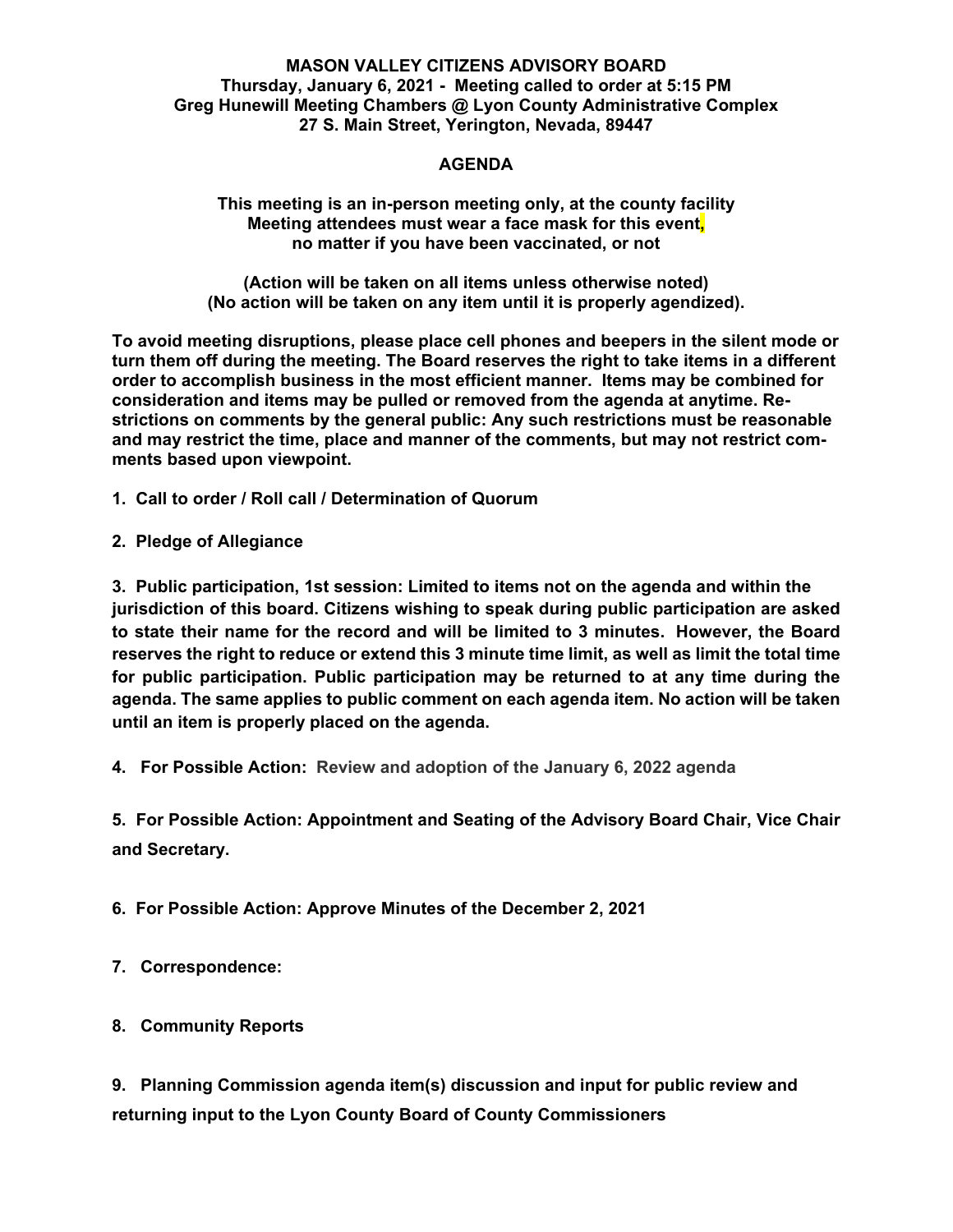**MASON VALLEY CITIZENS ADVISORY BOARD**
**Thursday, January 6, 2021 - Meeting called to order at 5:15 PM**
**Greg Hunewill Meeting Chambers @ Lyon County Administrative Complex**
**27 S. Main Street, Yerington, Nevada, 89447**

# AGENDA

**This meeting is an in-person meeting only, at the county facility**
**Meeting attendees must wear a face mask for this event,**
**no matter if you have been vaccinated, or not**

**(Action will be taken on all items unless otherwise noted)**
**(No action will be taken on any item until it is properly agendized).**

**To avoid meeting disruptions, please place cell phones and beepers in the silent mode or turn them off during the meeting. The Board reserves the right to take items in a different order to accomplish business in the most efficient manner. Items may be combined for consideration and items may be pulled or removed from the agenda at anytime. Restrictions on comments by the general public: Any such restrictions must be reasonable and may restrict the time, place and manner of the comments, but may not restrict comments based upon viewpoint.**

**1. Call to order / Roll call / Determination of Quorum**

**2. Pledge of Allegiance**

**3. Public participation, 1st session: Limited to items not on the agenda and within the jurisdiction of this board. Citizens wishing to speak during public participation are asked to state their name for the record and will be limited to 3 minutes. However, the Board reserves the right to reduce or extend this 3 minute time limit, as well as limit the total time for public participation. Public participation may be returned to at any time during the agenda. The same applies to public comment on each agenda item. No action will be taken until an item is properly placed on the agenda.**

**4. For Possible Action: Review and adoption of the January 6, 2022 agenda**

**5. For Possible Action: Appointment and Seating of the Advisory Board Chair, Vice Chair and Secretary.**

**6. For Possible Action: Approve Minutes of the December 2, 2021**

**7. Correspondence:**

**8. Community Reports**

**9. Planning Commission agenda item(s) discussion and input for public review and returning input to the Lyon County Board of County Commissioners**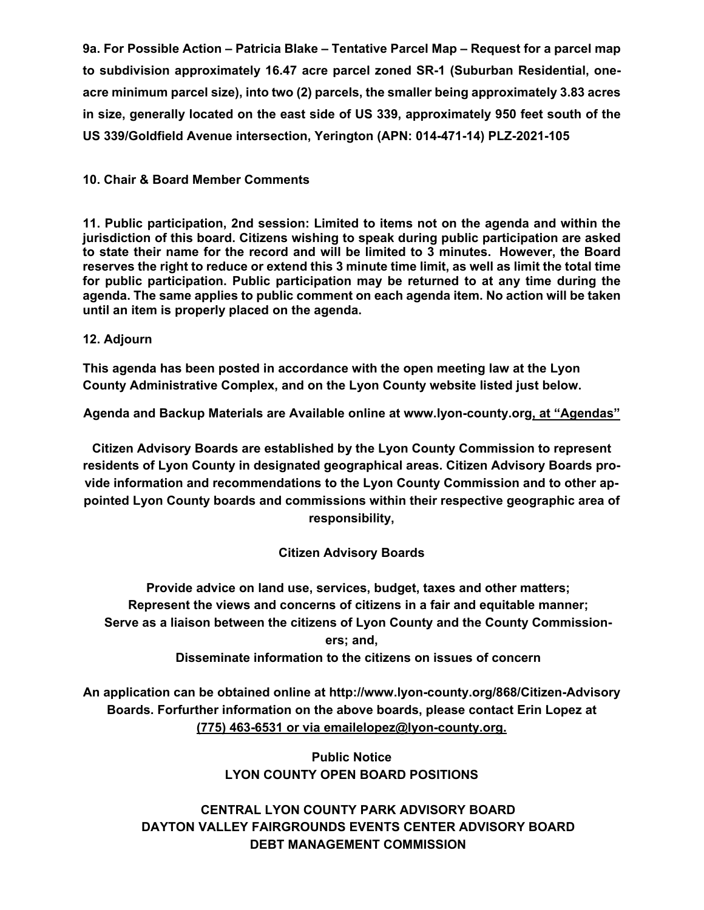**9a. For Possible Action – Patricia Blake – Tentative Parcel Map – Request for a parcel map to subdivision approximately 16.47 acre parcel zoned SR-1 (Suburban Residential, one-acre minimum parcel size), into two (2) parcels, the smaller being approximately 3.83 acres in size, generally located on the east side of US 339, approximately 950 feet south of the US 339/Goldfield Avenue intersection, Yerington (APN: 014-471-14) PLZ-2021-105**

**10. Chair & Board Member Comments**

**11. Public participation, 2nd session: Limited to items not on the agenda and within the jurisdiction of this board. Citizens wishing to speak during public participation are asked to state their name for the record and will be limited to 3 minutes. However, the Board reserves the right to reduce or extend this 3 minute time limit, as well as limit the total time for public participation. Public participation may be returned to at any time during the agenda. The same applies to public comment on each agenda item. No action will be taken until an item is properly placed on the agenda.**

**12. Adjourn**

**This agenda has been posted in accordance with the open meeting law at the Lyon County Administrative Complex, and on the Lyon County website listed just below.**

**Agenda and Backup Materials are Available online at www.lyon-county.org, at "Agendas"**

**Citizen Advisory Boards are established by the Lyon County Commission to represent residents of Lyon County in designated geographical areas. Citizen Advisory Boards provide information and recommendations to the Lyon County Commission and to other appointed Lyon County boards and commissions within their respective geographic area of responsibility,**

**Citizen Advisory Boards**

**Provide advice on land use, services, budget, taxes and other matters;**
**Represent the views and concerns of citizens in a fair and equitable manner;**
**Serve as a liaison between the citizens of Lyon County and the County Commissioners; and,**
**Disseminate information to the citizens on issues of concern**

**An application can be obtained online at http://www.lyon-county.org/868/Citizen-Advisory Boards. Forfurther information on the above boards, please contact Erin Lopez at (775) 463-6531 or via emailelopez@lyon-county.org.**

**Public Notice**
**LYON COUNTY OPEN BOARD POSITIONS**

**CENTRAL LYON COUNTY PARK ADVISORY BOARD**
**DAYTON VALLEY FAIRGROUNDS EVENTS CENTER ADVISORY BOARD**
**DEBT MANAGEMENT COMMISSION**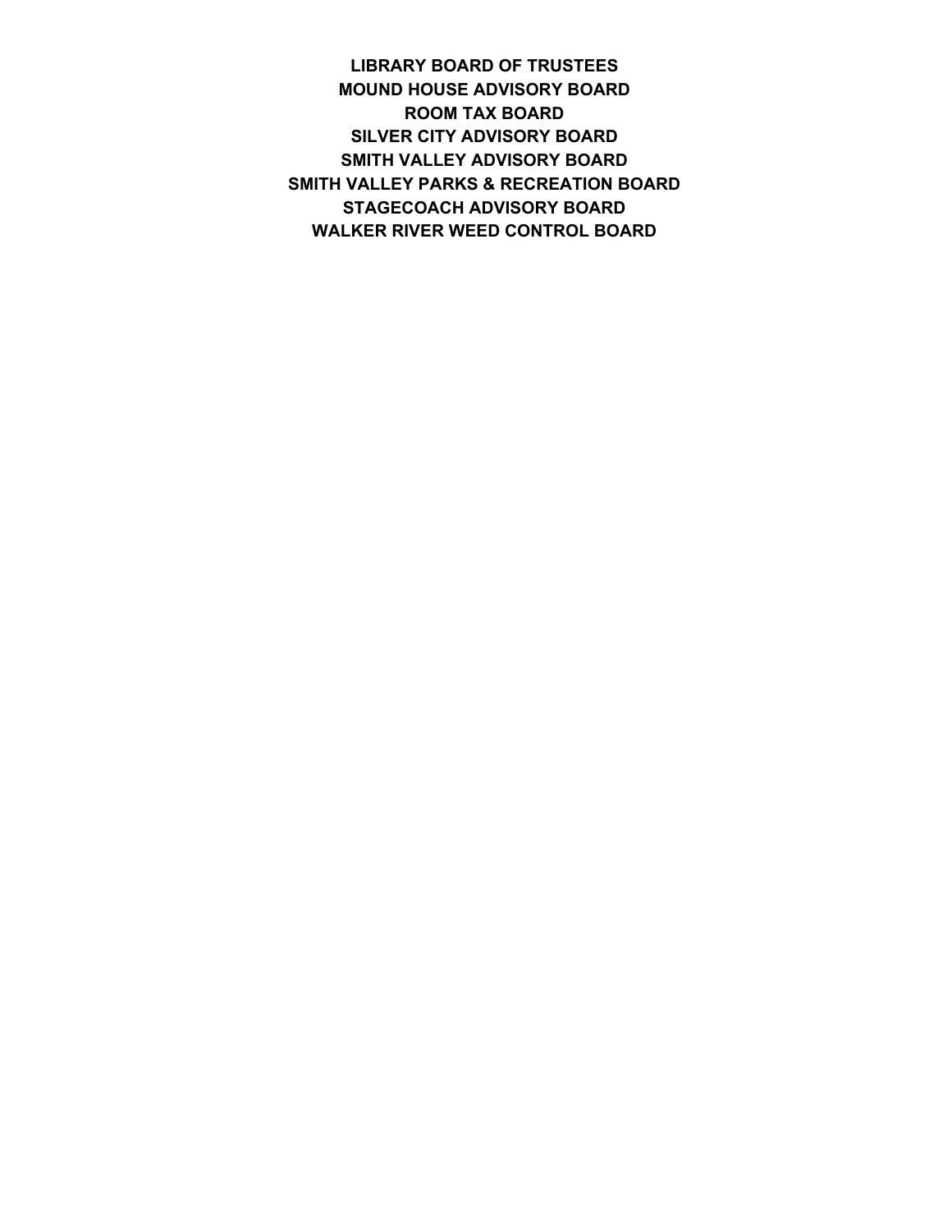**LIBRARY BOARD OF TRUSTEES**
**MOUND HOUSE ADVISORY BOARD**
**ROOM TAX BOARD**
**SILVER CITY ADVISORY BOARD**
**SMITH VALLEY ADVISORY BOARD**
**SMITH VALLEY PARKS & RECREATION BOARD**
**STAGECOACH ADVISORY BOARD**
**WALKER RIVER WEED CONTROL BOARD**